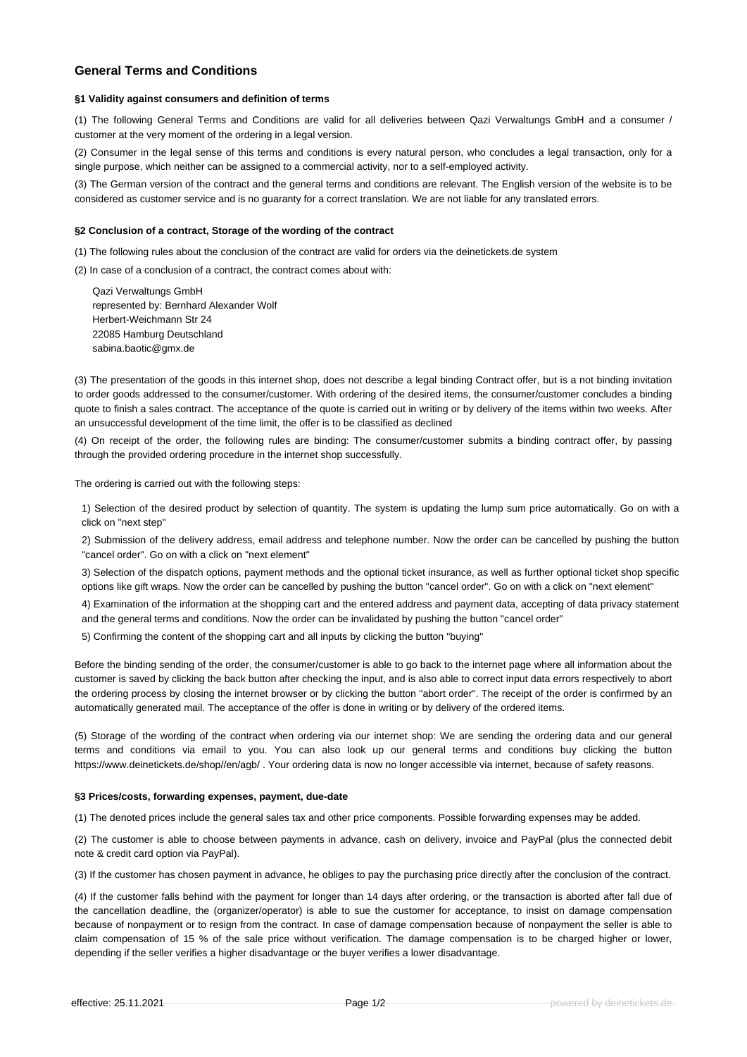# General Terms and Conditions

### §1 Validity against consumers and definition of terms

(1) The following General Terms and Conditions are valid for all deliveries between Qazi Verwaltungs GmbH and a consumer / customer at the very moment of the ordering in a legal version.

(2) Consumer in the legal sense of this terms and conditions is every natural person, who concludes a legal transaction, only for a single purpose, which neither can be assigned to a commercial activity, nor to a self-employed activity.

(3) The German version of the contract and the general terms and conditions are relevant. The English version of the website is to be considered as customer service and is no guaranty for a correct translation. We are not liable for any translated errors.

### §2 Conclusion of a contract, Storage of the wording of the contract

(1) The following rules about the conclusion of the contract are valid for orders via the deinetickets.de system

(2) In case of a conclusion of a contract, the contract comes about with:

Qazi Verwaltungs GmbH
represented by: Bernhard Alexander Wolf
Herbert-Weichmann Str 24
22085 Hamburg Deutschland
sabina.baotic@gmx.de

(3) The presentation of the goods in this internet shop, does not describe a legal binding Contract offer, but is a not binding invitation to order goods addressed to the consumer/customer. With ordering of the desired items, the consumer/customer concludes a binding quote to finish a sales contract. The acceptance of the quote is carried out in writing or by delivery of the items within two weeks. After an unsuccessful development of the time limit, the offer is to be classified as declined

(4) On receipt of the order, the following rules are binding: The consumer/customer submits a binding contract offer, by passing through the provided ordering procedure in the internet shop successfully.

The ordering is carried out with the following steps:

1) Selection of the desired product by selection of quantity. The system is updating the lump sum price automatically. Go on with a click on "next step"

2) Submission of the delivery address, email address and telephone number. Now the order can be cancelled by pushing the button "cancel order". Go on with a click on "next element"

3) Selection of the dispatch options, payment methods and the optional ticket insurance, as well as further optional ticket shop specific options like gift wraps. Now the order can be cancelled by pushing the button "cancel order". Go on with a click on "next element"

4) Examination of the information at the shopping cart and the entered address and payment data, accepting of data privacy statement and the general terms and conditions. Now the order can be invalidated by pushing the button "cancel order"

5) Confirming the content of the shopping cart and all inputs by clicking the button "buying"

Before the binding sending of the order, the consumer/customer is able to go back to the internet page where all information about the customer is saved by clicking the back button after checking the input, and is also able to correct input data errors respectively to abort the ordering process by closing the internet browser or by clicking the button "abort order". The receipt of the order is confirmed by an automatically generated mail. The acceptance of the offer is done in writing or by delivery of the ordered items.

(5) Storage of the wording of the contract when ordering via our internet shop: We are sending the ordering data and our general terms and conditions via email to you. You can also look up our general terms and conditions buy clicking the button https://www.deinetickets.de/shop//en/agb/ . Your ordering data is now no longer accessible via internet, because of safety reasons.

### §3 Prices/costs, forwarding expenses, payment, due-date

(1) The denoted prices include the general sales tax and other price components. Possible forwarding expenses may be added.

(2) The customer is able to choose between payments in advance, cash on delivery, invoice and PayPal (plus the connected debit note & credit card option via PayPal).

(3) If the customer has chosen payment in advance, he obliges to pay the purchasing price directly after the conclusion of the contract.

(4) If the customer falls behind with the payment for longer than 14 days after ordering, or the transaction is aborted after fall due of the cancellation deadline, the (organizer/operator) is able to sue the customer for acceptance, to insist on damage compensation because of nonpayment or to resign from the contract. In case of damage compensation because of nonpayment the seller is able to claim compensation of 15 % of the sale price without verification. The damage compensation is to be charged higher or lower, depending if the seller verifies a higher disadvantage or the buyer verifies a lower disadvantage.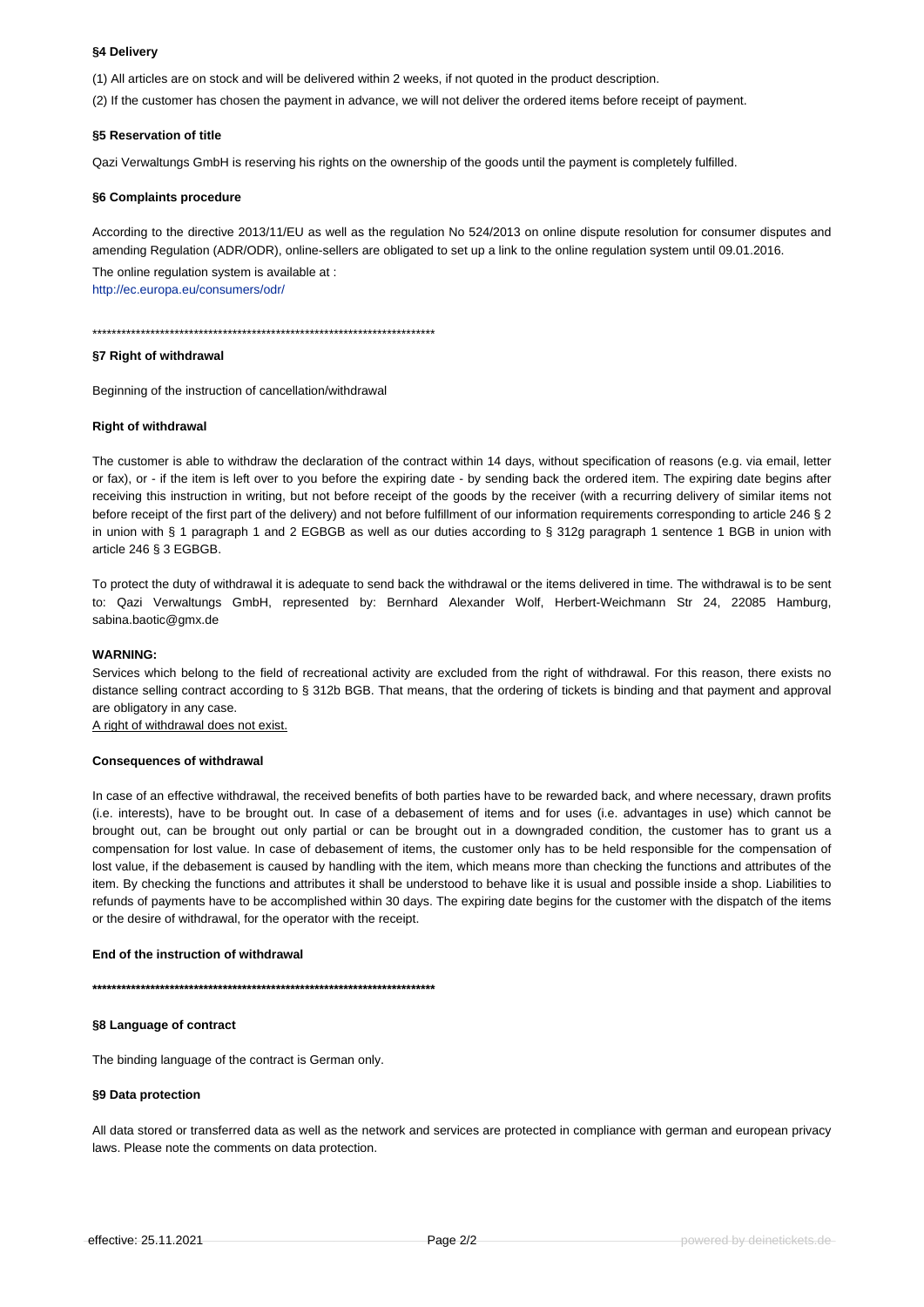**§4 Delivery**

(1) All articles are on stock and will be delivered within 2 weeks, if not quoted in the product description.

(2) If the customer has chosen the payment in advance, we will not deliver the ordered items before receipt of payment.

**§5 Reservation of title**

Qazi Verwaltungs GmbH is reserving his rights on the ownership of the goods until the payment is completely fulfilled.

**§6 Complaints procedure**

According to the directive 2013/11/EU as well as the regulation No 524/2013 on online dispute resolution for consumer disputes and amending Regulation (ADR/ODR), online-sellers are obligated to set up a link to the online regulation system until 09.01.2016.

The online regulation system is available at :
http://ec.europa.eu/consumers/odr/

************************************************************************

**§7 Right of withdrawal**

Beginning of the instruction of cancellation/withdrawal

**Right of withdrawal**

The customer is able to withdraw the declaration of the contract within 14 days, without specification of reasons (e.g. via email, letter or fax), or - if the item is left over to you before the expiring date - by sending back the ordered item. The expiring date begins after receiving this instruction in writing, but not before receipt of the goods by the receiver (with a recurring delivery of similar items not before receipt of the first part of the delivery) and not before fulfillment of our information requirements corresponding to article 246 § 2 in union with § 1 paragraph 1 and 2 EGBGB as well as our duties according to § 312g paragraph 1 sentence 1 BGB in union with article 246 § 3 EGBGB.

To protect the duty of withdrawal it is adequate to send back the withdrawal or the items delivered in time. The withdrawal is to be sent to: Qazi Verwaltungs GmbH, represented by: Bernhard Alexander Wolf, Herbert-Weichmann Str 24, 22085 Hamburg, sabina.baotic@gmx.de

**WARNING:**
Services which belong to the field of recreational activity are excluded from the right of withdrawal. For this reason, there exists no distance selling contract according to § 312b BGB. That means, that the ordering of tickets is binding and that payment and approval are obligatory in any case.
A right of withdrawal does not exist.

**Consequences of withdrawal**

In case of an effective withdrawal, the received benefits of both parties have to be rewarded back, and where necessary, drawn profits (i.e. interests), have to be brought out. In case of a debasement of items and for uses (i.e. advantages in use) which cannot be brought out, can be brought out only partial or can be brought out in a downgraded condition, the customer has to grant us a compensation for lost value. In case of debasement of items, the customer only has to be held responsible for the compensation of lost value, if the debasement is caused by handling with the item, which means more than checking the functions and attributes of the item. By checking the functions and attributes it shall be understood to behave like it is usual and possible inside a shop. Liabilities to refunds of payments have to be accomplished within 30 days. The expiring date begins for the customer with the dispatch of the items or the desire of withdrawal, for the operator with the receipt.

**End of the instruction of withdrawal**

************************************************************************

**§8 Language of contract**

The binding language of the contract is German only.

**§9 Data protection**

All data stored or transferred data as well as the network and services are protected in compliance with german and european privacy laws. Please note the comments on data protection.